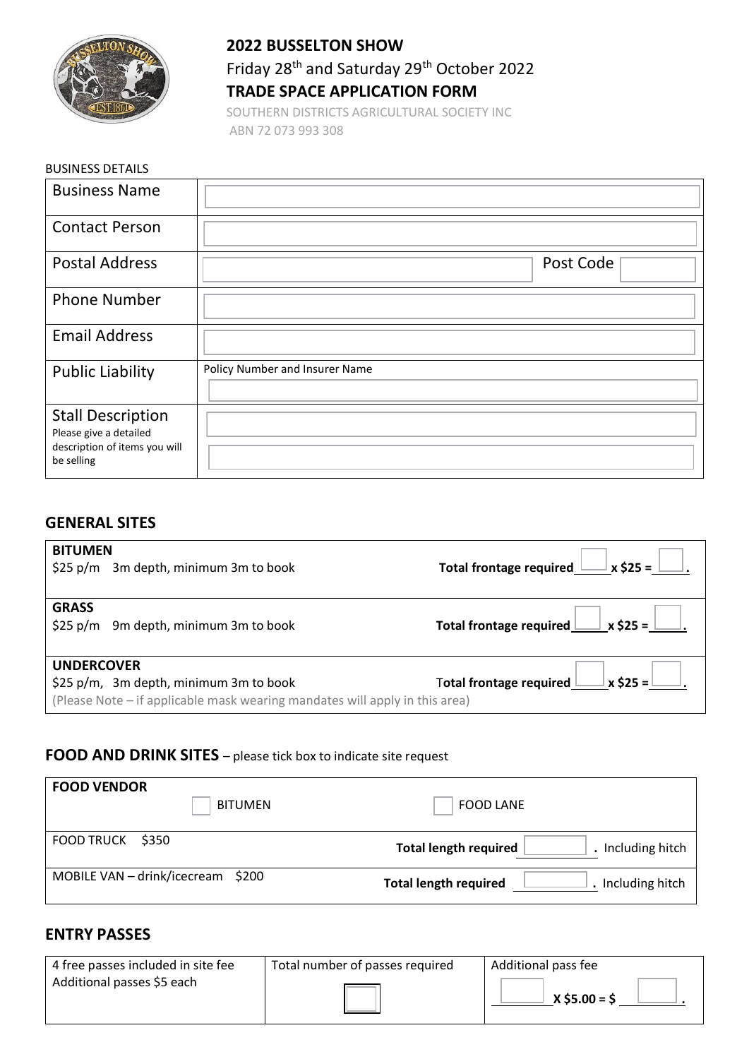# 2022 BUSSELTON SHOW

Friday 28th and Saturday 29th October 2022

## TRADE SPACE APPLICATION FORM

SOUTHERN DISTRICTS AGRICULTURAL SOCIETY INC
ABN 72 073 993 308

BUSINESS DETAILS

| | |
|---|---|
| Business Name | |
| Contact Person | |
| Postal Address | Post Code |
| Phone Number | |
| Email Address | |
| Public Liability | Policy Number and Insurer Name |
| Stall Description<br>Please give a detailed description of items you will be selling | |

## GENERAL SITES

| | |
|---|---|
| **BITUMEN**<br>$25 p/m 3m depth, minimum 3m to book | **Total frontage required** ____ **x $25 =** ____**.** |
| **GRASS**<br>$25 p/m 9m depth, minimum 3m to book | **Total frontage required** ____ **x $25 =** ____**.** |
| **UNDERCOVER**<br>$25 p/m, 3m depth, minimum 3m to book<br>(Please Note – if applicable mask wearing mandates will apply in this area) | **Total frontage required** ____ **x $25 =** ____**.** |

## FOOD AND DRINK SITES – please tick box to indicate site request

| | |
|---|---|
| **FOOD VENDOR**<br>☐ BITUMEN | ☐ FOOD LANE |
| FOOD TRUCK $350 | **Total length required** ____**.** Including hitch |
| MOBILE VAN – drink/icecream $200 | **Total length required** ____**.** Including hitch |

## ENTRY PASSES

| 4 free passes included in site fee<br>Additional passes $5 each | Total number of passes required | Additional pass fee |
|---|---|---|
| | ☐ | ____ **X $5.00 = $** ____**.** |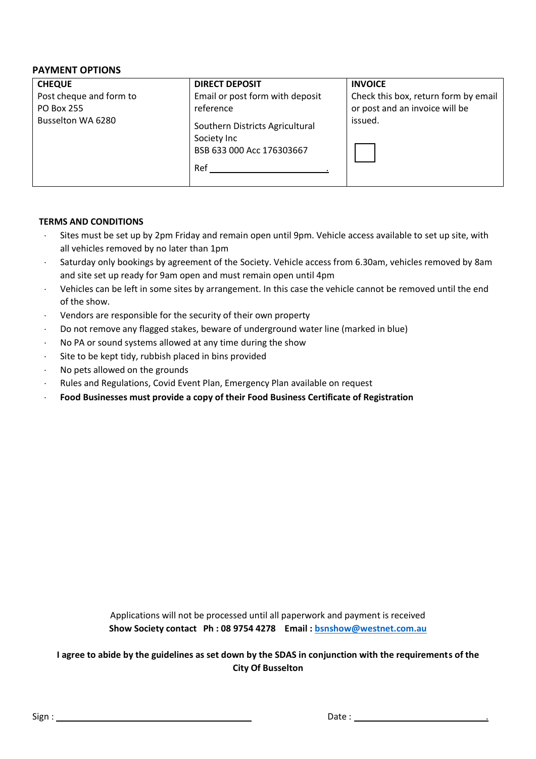## PAYMENT OPTIONS

| CHEQUE | DIRECT DEPOSIT | INVOICE |
|---|---|---|
| Post cheque and form to<br>PO Box 255<br>Busselton WA 6280 | Email or post form with deposit reference<br><br>Southern Districts Agricultural Society Inc<br>BSB 633 000 Acc 176303667<br><br>Ref ______________________. | Check this box, return form by email or post and an invoice will be issued.<br><br>☐ |

### TERMS AND CONDITIONS

- Sites must be set up by 2pm Friday and remain open until 9pm. Vehicle access available to set up site, with all vehicles removed by no later than 1pm
- Saturday only bookings by agreement of the Society. Vehicle access from 6.30am, vehicles removed by 8am and site set up ready for 9am open and must remain open until 4pm
- Vehicles can be left in some sites by arrangement. In this case the vehicle cannot be removed until the end of the show.
- Vendors are responsible for the security of their own property
- Do not remove any flagged stakes, beware of underground water line (marked in blue)
- No PA or sound systems allowed at any time during the show
- Site to be kept tidy, rubbish placed in bins provided
- No pets allowed on the grounds
- Rules and Regulations, Covid Event Plan, Emergency Plan available on request
- **Food Businesses must provide a copy of their Food Business Certificate of Registration**

Applications will not be processed until all paperwork and payment is received

**Show Society contact Ph : 08 9754 4278 Email : bsnshow@westnet.com.au**

**I agree to abide by the guidelines as set down by the SDAS in conjunction with the requirements of the City Of Busselton**

Sign : ______________________________ Date : ______________________.